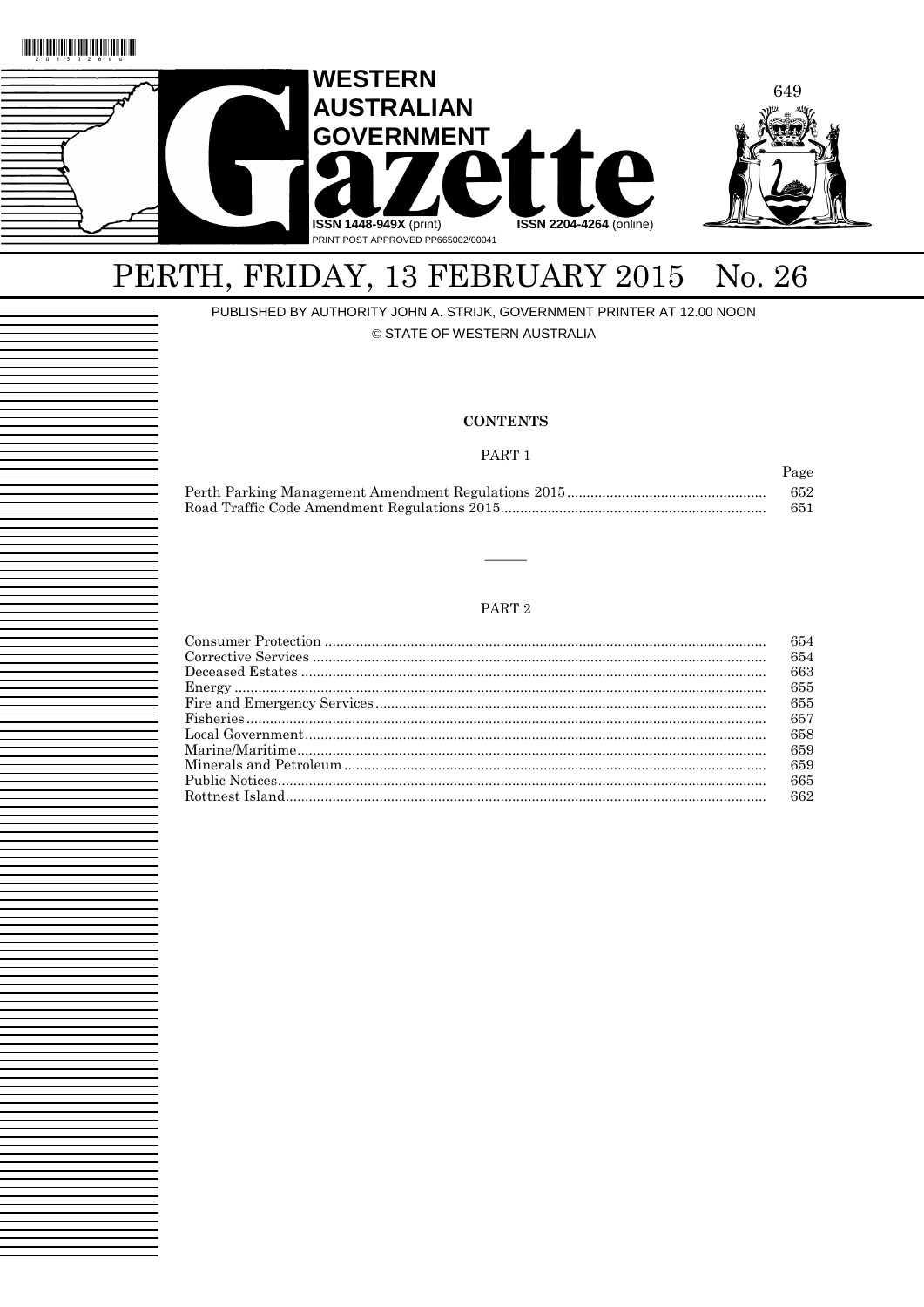# WESTERN AUSTRALIAN GOVERNMENT Gazette

**ISSN 1448-949X** (print) **ISSN 2204-4264** (online)

PRINT POST APPROVED PP665002/00041

# PERTH, FRIDAY, 13 FEBRUARY 2015 No. 26

PUBLISHED BY AUTHORITY JOHN A. STRIJK, GOVERNMENT PRINTER AT 12.00 NOON

© STATE OF WESTERN AUSTRALIA

## CONTENTS

### PART 1

| | Page |
|---|---|
| Perth Parking Management Amendment Regulations 2015 | 652 |
| Road Traffic Code Amendment Regulations 2015 | 651 |

———

### PART 2

| | |
|---|---|
| Consumer Protection | 654 |
| Corrective Services | 654 |
| Deceased Estates | 663 |
| Energy | 655 |
| Fire and Emergency Services | 655 |
| Fisheries | 657 |
| Local Government | 658 |
| Marine/Maritime | 659 |
| Minerals and Petroleum | 659 |
| Public Notices | 665 |
| Rottnest Island | 662 |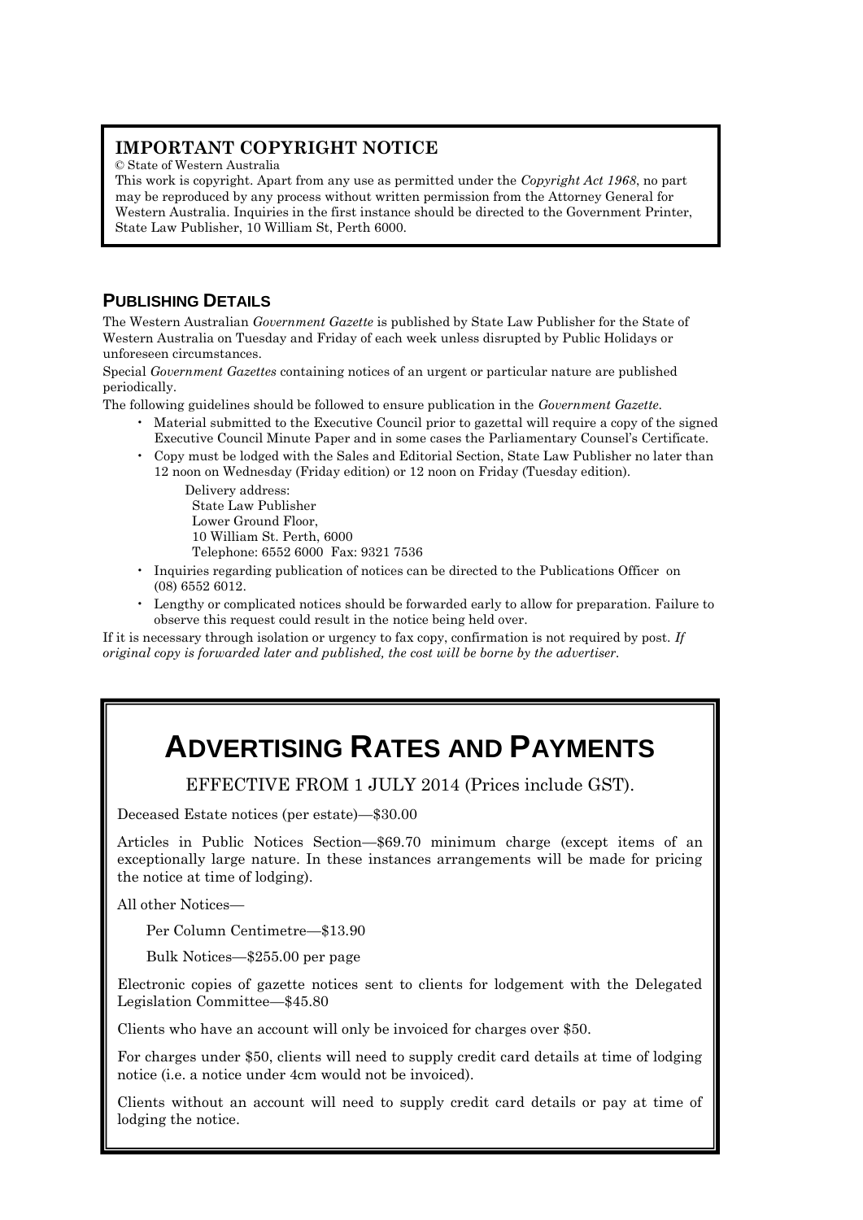## IMPORTANT COPYRIGHT NOTICE

© State of Western Australia

This work is copyright. Apart from any use as permitted under the *Copyright Act 1968*, no part may be reproduced by any process without written permission from the Attorney General for Western Australia. Inquiries in the first instance should be directed to the Government Printer, State Law Publisher, 10 William St, Perth 6000.

## PUBLISHING DETAILS

The Western Australian *Government Gazette* is published by State Law Publisher for the State of Western Australia on Tuesday and Friday of each week unless disrupted by Public Holidays or unforeseen circumstances.

Special *Government Gazettes* containing notices of an urgent or particular nature are published periodically.

The following guidelines should be followed to ensure publication in the *Government Gazette*.

- Material submitted to the Executive Council prior to gazettal will require a copy of the signed Executive Council Minute Paper and in some cases the Parliamentary Counsel's Certificate.
- Copy must be lodged with the Sales and Editorial Section, State Law Publisher no later than 12 noon on Wednesday (Friday edition) or 12 noon on Friday (Tuesday edition).

  Delivery address:
  State Law Publisher
  Lower Ground Floor,
  10 William St. Perth, 6000
  Telephone: 6552 6000 Fax: 9321 7536
- Inquiries regarding publication of notices can be directed to the Publications Officer on (08) 6552 6012.
- Lengthy or complicated notices should be forwarded early to allow for preparation. Failure to observe this request could result in the notice being held over.

If it is necessary through isolation or urgency to fax copy, confirmation is not required by post. *If original copy is forwarded later and published, the cost will be borne by the advertiser.*

# ADVERTISING RATES AND PAYMENTS

EFFECTIVE FROM 1 JULY 2014 (Prices include GST).

Deceased Estate notices (per estate)—$30.00

Articles in Public Notices Section—$69.70 minimum charge (except items of an exceptionally large nature. In these instances arrangements will be made for pricing the notice at time of lodging).

All other Notices—

Per Column Centimetre—$13.90

Bulk Notices—$255.00 per page

Electronic copies of gazette notices sent to clients for lodgement with the Delegated Legislation Committee—$45.80

Clients who have an account will only be invoiced for charges over $50.

For charges under $50, clients will need to supply credit card details at time of lodging notice (i.e. a notice under 4cm would not be invoiced).

Clients without an account will need to supply credit card details or pay at time of lodging the notice.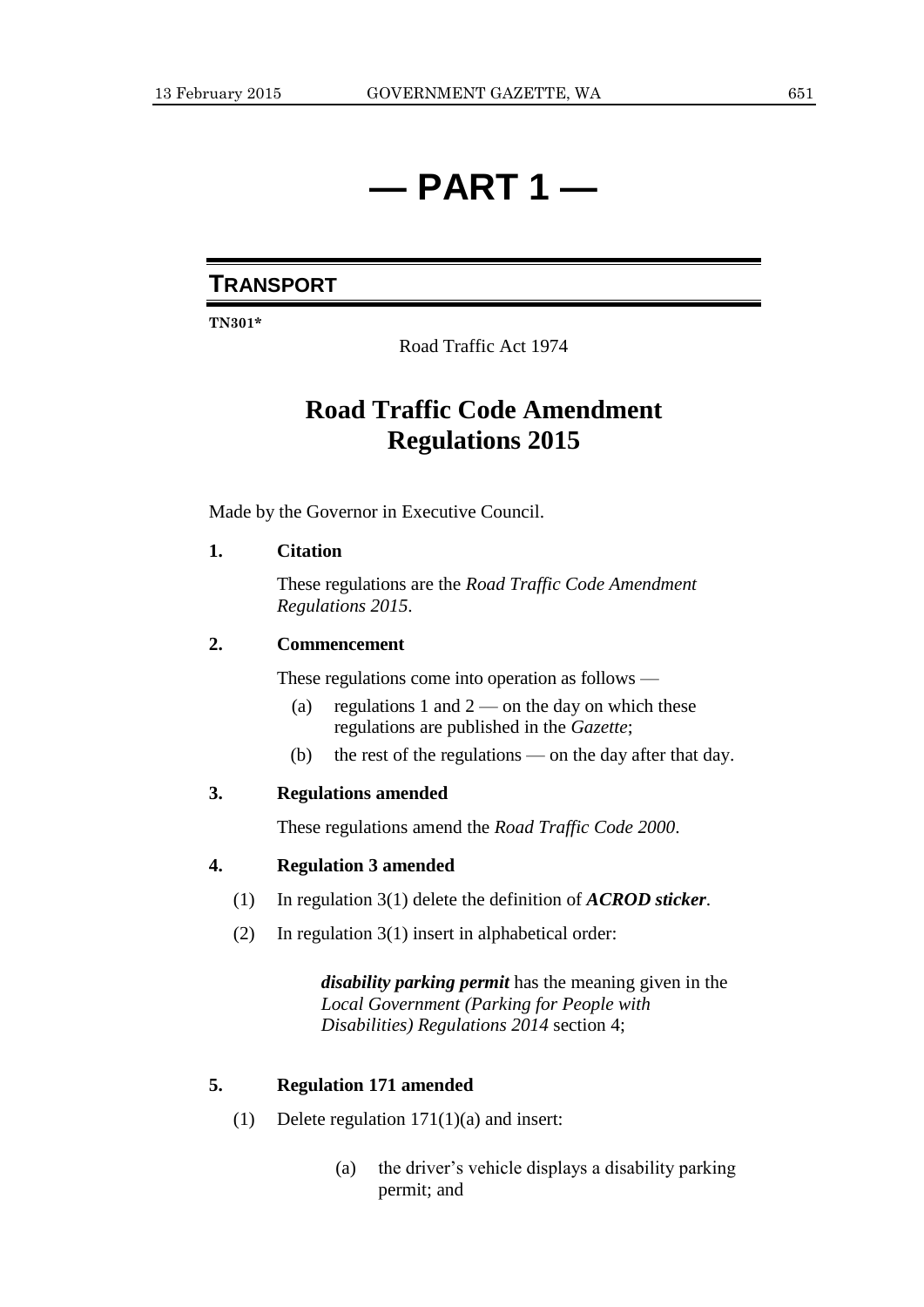# — PART 1 —

## TRANSPORT

**TN301***

Road Traffic Act 1974

# Road Traffic Code Amendment Regulations 2015

Made by the Governor in Executive Council.

**1. Citation**

These regulations are the *Road Traffic Code Amendment Regulations 2015*.

**2. Commencement**

These regulations come into operation as follows —

(a) regulations 1 and 2 — on the day on which these regulations are published in the *Gazette*;

(b) the rest of the regulations — on the day after that day.

**3. Regulations amended**

These regulations amend the *Road Traffic Code 2000*.

**4. Regulation 3 amended**

(1) In regulation 3(1) delete the definition of ***ACROD sticker***.

(2) In regulation 3(1) insert in alphabetical order:

> ***disability parking permit*** has the meaning given in the *Local Government (Parking for People with Disabilities) Regulations 2014* section 4;

**5. Regulation 171 amended**

(1) Delete regulation 171(1)(a) and insert:

> (a) the driver's vehicle displays a disability parking permit; and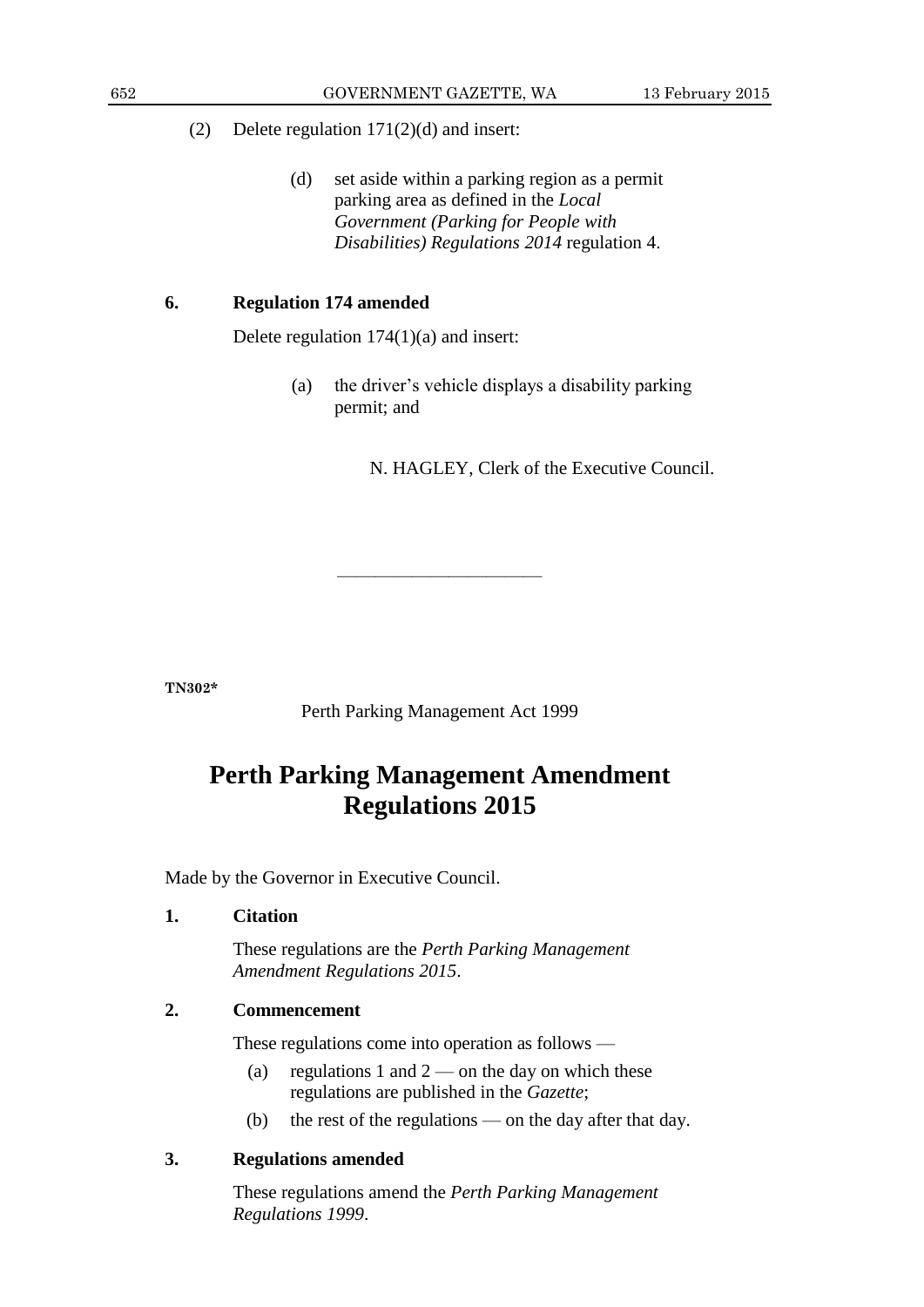(2) Delete regulation 171(2)(d) and insert:

> (d) set aside within a parking region as a permit parking area as defined in the *Local Government (Parking for People with Disabilities) Regulations 2014* regulation 4.

**6. Regulation 174 amended**

Delete regulation 174(1)(a) and insert:

> (a) the driver's vehicle displays a disability parking permit; and

N. HAGLEY, Clerk of the Executive Council.

---

**TN302***

Perth Parking Management Act 1999

# Perth Parking Management Amendment Regulations 2015

Made by the Governor in Executive Council.

**1. Citation**

These regulations are the *Perth Parking Management Amendment Regulations 2015*.

**2. Commencement**

These regulations come into operation as follows —

(a) regulations 1 and 2 — on the day on which these regulations are published in the *Gazette*;

(b) the rest of the regulations — on the day after that day.

**3. Regulations amended**

These regulations amend the *Perth Parking Management Regulations 1999*.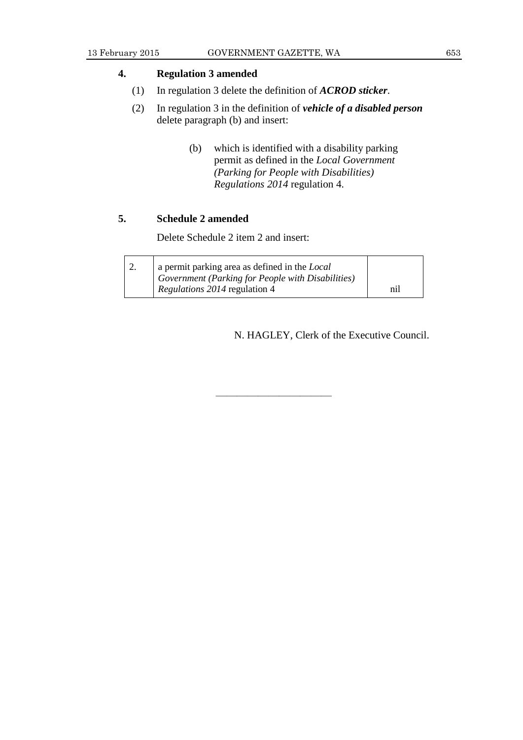### 4. Regulation 3 amended

(1) In regulation 3 delete the definition of ***ACROD sticker***.

(2) In regulation 3 in the definition of ***vehicle of a disabled person*** delete paragraph (b) and insert:

> (b) which is identified with a disability parking permit as defined in the *Local Government (Parking for People with Disabilities) Regulations 2014* regulation 4.

### 5. Schedule 2 amended

Delete Schedule 2 item 2 and insert:

| | | |
|---|---|---|
| 2. | a permit parking area as defined in the *Local Government (Parking for People with Disabilities) Regulations 2014* regulation 4 | nil |

N. HAGLEY, Clerk of the Executive Council.

---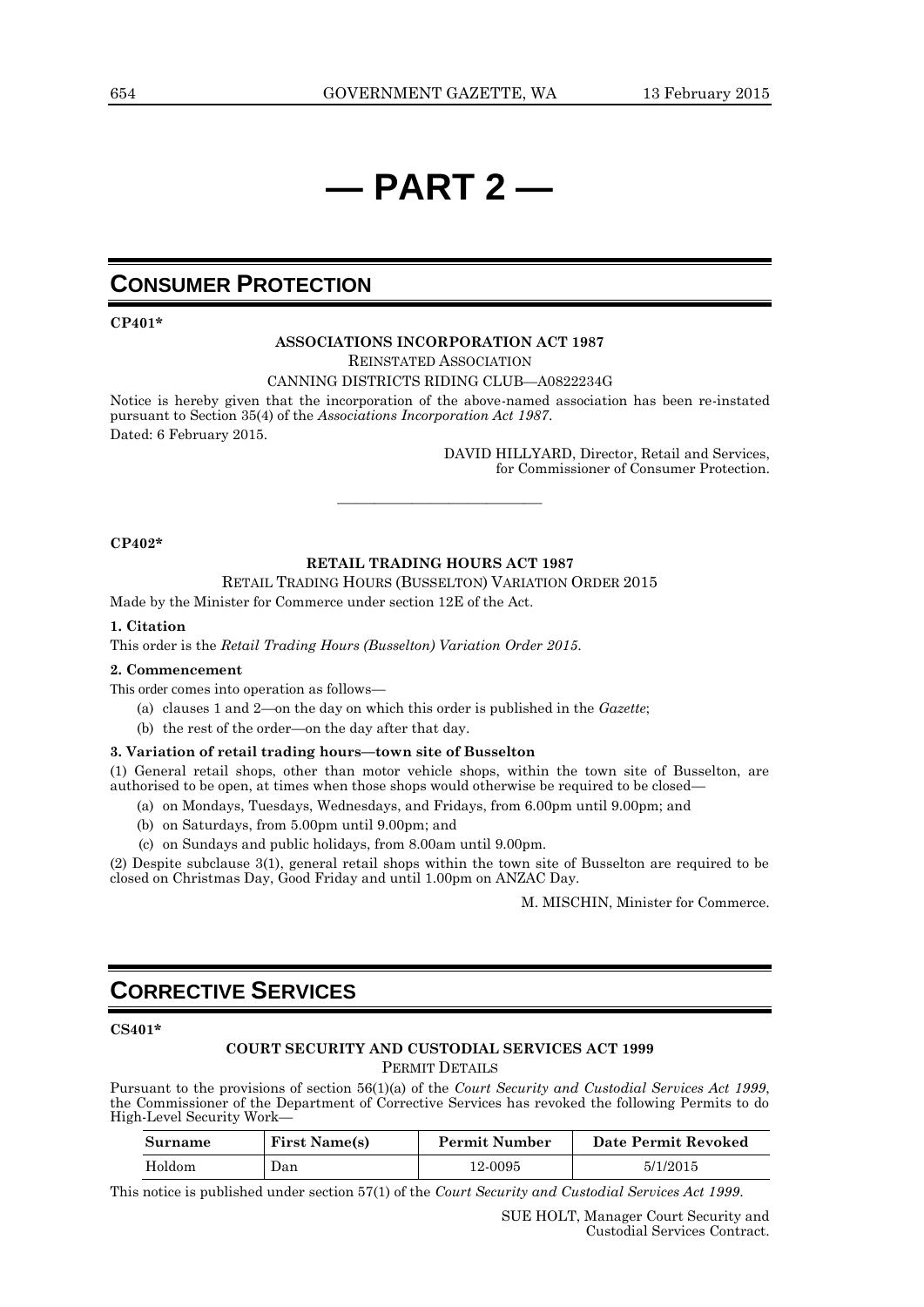# — PART 2 —

## CONSUMER PROTECTION

**CP401***

**ASSOCIATIONS INCORPORATION ACT 1987**

REINSTATED ASSOCIATION

CANNING DISTRICTS RIDING CLUB—A0822234G

Notice is hereby given that the incorporation of the above-named association has been re-instated pursuant to Section 35(4) of the *Associations Incorporation Act 1987*.

Dated: 6 February 2015.

DAVID HILLYARD, Director, Retail and Services, for Commissioner of Consumer Protection.

---

**CP402***

**RETAIL TRADING HOURS ACT 1987**

RETAIL TRADING HOURS (BUSSELTON) VARIATION ORDER 2015

Made by the Minister for Commerce under section 12E of the Act.

**1. Citation**

This order is the *Retail Trading Hours (Busselton) Variation Order 2015*.

**2. Commencement**

This order comes into operation as follows—

(a) clauses 1 and 2—on the day on which this order is published in the *Gazette*;

(b) the rest of the order—on the day after that day.

**3. Variation of retail trading hours—town site of Busselton**

(1) General retail shops, other than motor vehicle shops, within the town site of Busselton, are authorised to be open, at times when those shops would otherwise be required to be closed—

(a) on Mondays, Tuesdays, Wednesdays, and Fridays, from 6.00pm until 9.00pm; and

(b) on Saturdays, from 5.00pm until 9.00pm; and

(c) on Sundays and public holidays, from 8.00am until 9.00pm.

(2) Despite subclause 3(1), general retail shops within the town site of Busselton are required to be closed on Christmas Day, Good Friday and until 1.00pm on ANZAC Day.

M. MISCHIN, Minister for Commerce.

## CORRECTIVE SERVICES

**CS401***

**COURT SECURITY AND CUSTODIAL SERVICES ACT 1999**

PERMIT DETAILS

Pursuant to the provisions of section 56(1)(a) of the *Court Security and Custodial Services Act 1999*, the Commissioner of the Department of Corrective Services has revoked the following Permits to do High-Level Security Work—

| Surname | First Name(s) | Permit Number | Date Permit Revoked |
|---|---|---|---|
| Holdom | Dan | 12-0095 | 5/1/2015 |

This notice is published under section 57(1) of the *Court Security and Custodial Services Act 1999*.

SUE HOLT, Manager Court Security and Custodial Services Contract.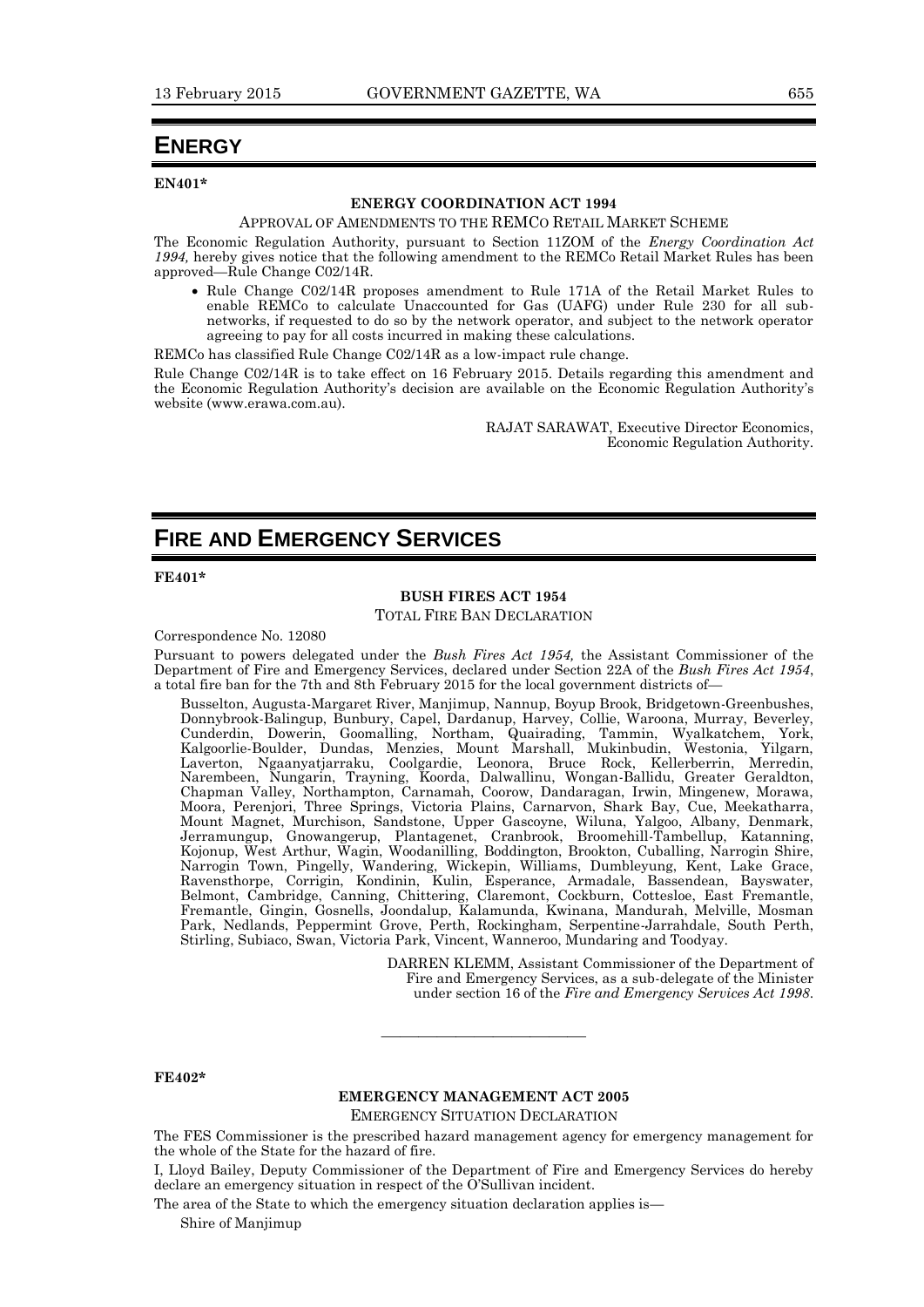# ENERGY

**EN401***

**ENERGY COORDINATION ACT 1994**

APPROVAL OF AMENDMENTS TO THE REMCO RETAIL MARKET SCHEME

The Economic Regulation Authority, pursuant to Section 11ZOM of the *Energy Coordination Act 1994,* hereby gives notice that the following amendment to the REMCo Retail Market Rules has been approved—Rule Change C02/14R.

- Rule Change C02/14R proposes amendment to Rule 171A of the Retail Market Rules to enable REMCo to calculate Unaccounted for Gas (UAFG) under Rule 230 for all sub-networks, if requested to do so by the network operator, and subject to the network operator agreeing to pay for all costs incurred in making these calculations.

REMCo has classified Rule Change C02/14R as a low-impact rule change.

Rule Change C02/14R is to take effect on 16 February 2015. Details regarding this amendment and the Economic Regulation Authority's decision are available on the Economic Regulation Authority's website (www.erawa.com.au).

RAJAT SARAWAT, Executive Director Economics,
Economic Regulation Authority.

# FIRE AND EMERGENCY SERVICES

**FE401***

**BUSH FIRES ACT 1954**

TOTAL FIRE BAN DECLARATION

Correspondence No. 12080

Pursuant to powers delegated under the *Bush Fires Act 1954,* the Assistant Commissioner of the Department of Fire and Emergency Services, declared under Section 22A of the *Bush Fires Act 1954*, a total fire ban for the 7th and 8th February 2015 for the local government districts of—

Busselton, Augusta-Margaret River, Manjimup, Nannup, Boyup Brook, Bridgetown-Greenbushes, Donnybrook-Balingup, Bunbury, Capel, Dardanup, Harvey, Collie, Waroona, Murray, Beverley, Cunderdin, Dowerin, Goomalling, Northam, Quairading, Tammin, Wyalkatchem, York, Kalgoorlie-Boulder, Dundas, Menzies, Mount Marshall, Mukinbudin, Westonia, Yilgarn, Laverton, Ngaanyatjarraku, Coolgardie, Leonora, Bruce Rock, Kellerberrin, Merredin, Narembeen, Nungarin, Trayning, Koorda, Dalwallinu, Wongan-Ballidu, Greater Geraldton, Chapman Valley, Northampton, Carnamah, Coorow, Dandaragan, Irwin, Mingenew, Morawa, Moora, Perenjori, Three Springs, Victoria Plains, Carnarvon, Shark Bay, Cue, Meekatharra, Mount Magnet, Murchison, Sandstone, Upper Gascoyne, Wiluna, Yalgoo, Albany, Denmark, Jerramungup, Gnowangerup, Plantagenet, Cranbrook, Broomehill-Tambellup, Katanning, Kojonup, West Arthur, Wagin, Woodanilling, Boddington, Brookton, Cuballing, Narrogin Shire, Narrogin Town, Pingelly, Wandering, Wickepin, Williams, Dumbleyung, Kent, Lake Grace, Ravensthorpe, Corrigin, Kondinin, Kulin, Esperance, Armadale, Bassendean, Bayswater, Belmont, Cambridge, Canning, Chittering, Claremont, Cockburn, Cottesloe, East Fremantle, Fremantle, Gingin, Gosnells, Joondalup, Kalamunda, Kwinana, Mandurah, Melville, Mosman Park, Nedlands, Peppermint Grove, Perth, Rockingham, Serpentine-Jarrahdale, South Perth, Stirling, Subiaco, Swan, Victoria Park, Vincent, Wanneroo, Mundaring and Toodyay.

DARREN KLEMM, Assistant Commissioner of the Department of Fire and Emergency Services, as a sub-delegate of the Minister under section 16 of the *Fire and Emergency Services Act 1998*.

---

**FE402***

**EMERGENCY MANAGEMENT ACT 2005**

EMERGENCY SITUATION DECLARATION

The FES Commissioner is the prescribed hazard management agency for emergency management for the whole of the State for the hazard of fire.

I, Lloyd Bailey, Deputy Commissioner of the Department of Fire and Emergency Services do hereby declare an emergency situation in respect of the O'Sullivan incident.

The area of the State to which the emergency situation declaration applies is—

Shire of Manjimup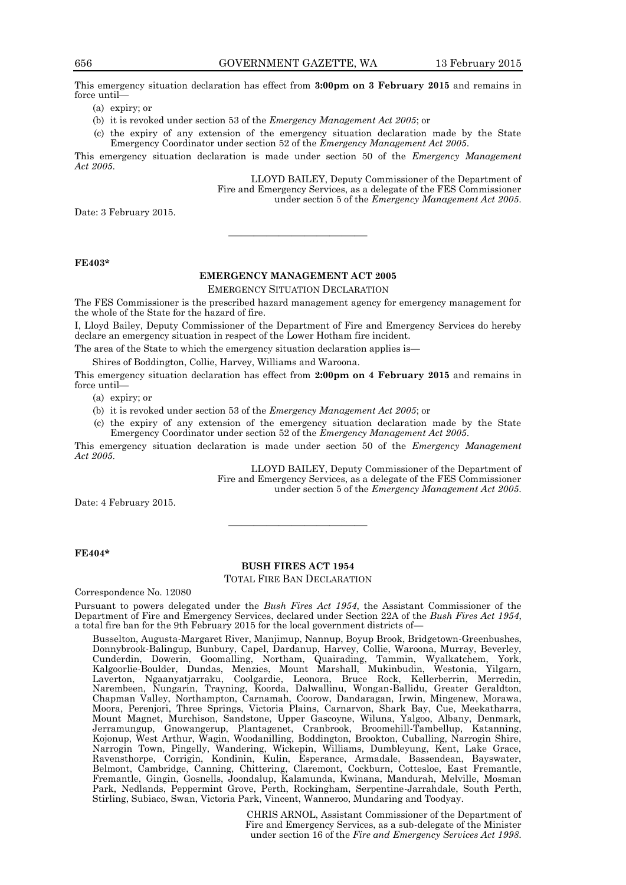This emergency situation declaration has effect from **3:00pm on 3 February 2015** and remains in force until—

(a) expiry; or

(b) it is revoked under section 53 of the *Emergency Management Act 2005*; or

(c) the expiry of any extension of the emergency situation declaration made by the State Emergency Coordinator under section 52 of the *Emergency Management Act 2005*.

This emergency situation declaration is made under section 50 of the *Emergency Management Act 2005*.

LLOYD BAILEY, Deputy Commissioner of the Department of Fire and Emergency Services, as a delegate of the FES Commissioner under section 5 of the *Emergency Management Act 2005*.

Date: 3 February 2015.

---

**FE403***

## EMERGENCY MANAGEMENT ACT 2005

EMERGENCY SITUATION DECLARATION

The FES Commissioner is the prescribed hazard management agency for emergency management for the whole of the State for the hazard of fire.

I, Lloyd Bailey, Deputy Commissioner of the Department of Fire and Emergency Services do hereby declare an emergency situation in respect of the Lower Hotham fire incident.

The area of the State to which the emergency situation declaration applies is—

Shires of Boddington, Collie, Harvey, Williams and Waroona.

This emergency situation declaration has effect from **2:00pm on 4 February 2015** and remains in force until—

(a) expiry; or

(b) it is revoked under section 53 of the *Emergency Management Act 2005*; or

(c) the expiry of any extension of the emergency situation declaration made by the State Emergency Coordinator under section 52 of the *Emergency Management Act 2005*.

This emergency situation declaration is made under section 50 of the *Emergency Management Act 2005*.

LLOYD BAILEY, Deputy Commissioner of the Department of Fire and Emergency Services, as a delegate of the FES Commissioner under section 5 of the *Emergency Management Act 2005*.

Date: 4 February 2015.

---

**FE404***

## BUSH FIRES ACT 1954

TOTAL FIRE BAN DECLARATION

Correspondence No. 12080

Pursuant to powers delegated under the *Bush Fires Act 1954*, the Assistant Commissioner of the Department of Fire and Emergency Services, declared under Section 22A of the *Bush Fires Act 1954*, a total fire ban for the 9th February 2015 for the local government districts of—

Busselton, Augusta-Margaret River, Manjimup, Nannup, Boyup Brook, Bridgetown-Greenbushes, Donnybrook-Balingup, Bunbury, Capel, Dardanup, Harvey, Collie, Waroona, Murray, Beverley, Cunderdin, Dowerin, Goomalling, Northam, Quairading, Tammin, Wyalkatchem, York, Kalgoorlie-Boulder, Dundas, Menzies, Mount Marshall, Mukinbudin, Westonia, Yilgarn, Laverton, Ngaanyatjarraku, Coolgardie, Leonora, Bruce Rock, Kellerberrin, Merredin, Narembeen, Nungarin, Trayning, Koorda, Dalwallinu, Wongan-Ballidu, Greater Geraldton, Chapman Valley, Northampton, Carnamah, Coorow, Dandaragan, Irwin, Mingenew, Morawa, Moora, Perenjori, Three Springs, Victoria Plains, Carnarvon, Shark Bay, Cue, Meekatharra, Mount Magnet, Murchison, Sandstone, Upper Gascoyne, Wiluna, Yalgoo, Albany, Denmark, Jerramungup, Gnowangerup, Plantagenet, Cranbrook, Broomehill-Tambellup, Katanning, Kojonup, West Arthur, Wagin, Woodanilling, Boddington, Brookton, Cuballing, Narrogin Shire, Narrogin Town, Pingelly, Wandering, Wickepin, Williams, Dumbleyung, Kent, Lake Grace, Ravensthorpe, Corrigin, Kondinin, Kulin, Esperance, Armadale, Bassendean, Bayswater, Belmont, Cambridge, Canning, Chittering, Claremont, Cockburn, Cottesloe, East Fremantle, Fremantle, Gingin, Gosnells, Joondalup, Kalamunda, Kwinana, Mandurah, Melville, Mosman Park, Nedlands, Peppermint Grove, Perth, Rockingham, Serpentine-Jarrahdale, South Perth, Stirling, Subiaco, Swan, Victoria Park, Vincent, Wanneroo, Mundaring and Toodyay.

CHRIS ARNOL, Assistant Commissioner of the Department of Fire and Emergency Services, as a sub-delegate of the Minister under section 16 of the *Fire and Emergency Services Act 1998*.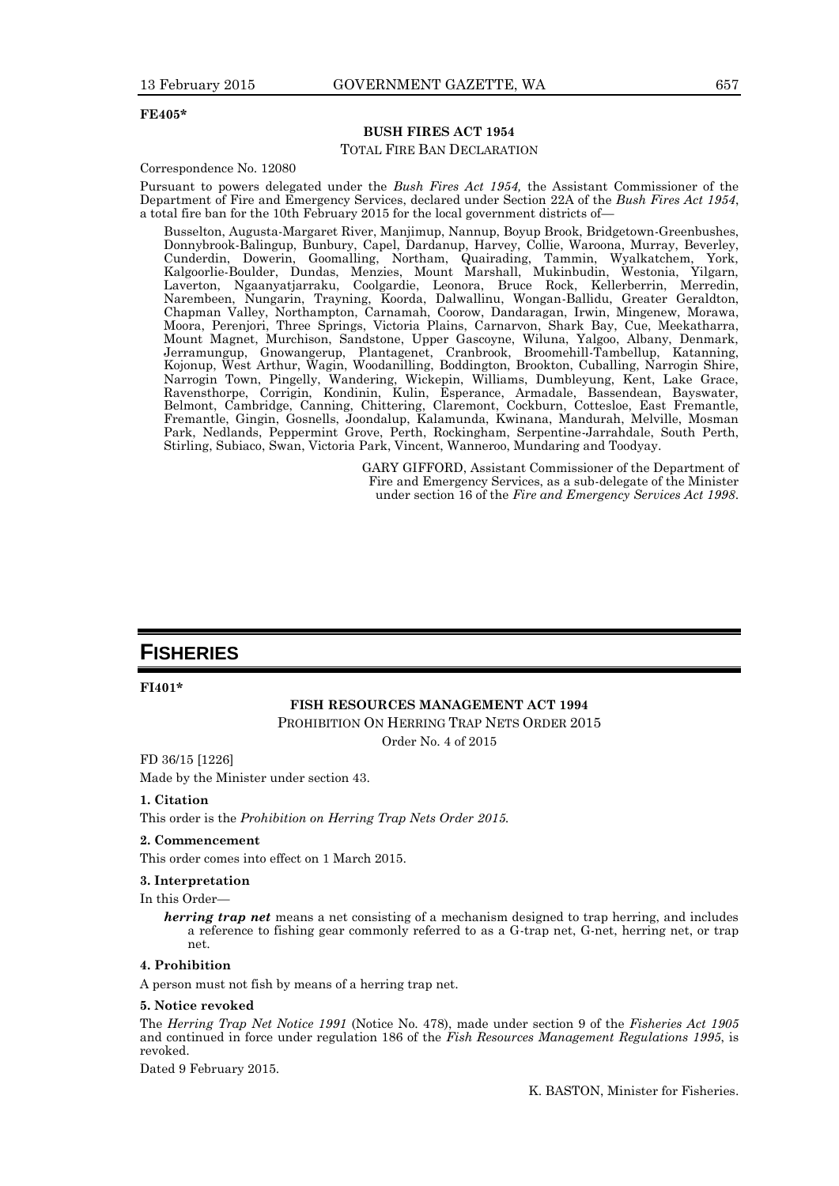**FE405***

**BUSH FIRES ACT 1954**

TOTAL FIRE BAN DECLARATION

Correspondence No. 12080

Pursuant to powers delegated under the *Bush Fires Act 1954,* the Assistant Commissioner of the Department of Fire and Emergency Services, declared under Section 22A of the *Bush Fires Act 1954*, a total fire ban for the 10th February 2015 for the local government districts of—

Busselton, Augusta-Margaret River, Manjimup, Nannup, Boyup Brook, Bridgetown-Greenbushes, Donnybrook-Balingup, Bunbury, Capel, Dardanup, Harvey, Collie, Waroona, Murray, Beverley, Cunderdin, Dowerin, Goomalling, Northam, Quairading, Tammin, Wyalkatchem, York, Kalgoorlie-Boulder, Dundas, Menzies, Mount Marshall, Mukinbudin, Westonia, Yilgarn, Laverton, Ngaanyatjarraku, Coolgardie, Leonora, Bruce Rock, Kellerberrin, Merredin, Narembeen, Nungarin, Trayning, Koorda, Dalwallinu, Wongan-Ballidu, Greater Geraldton, Chapman Valley, Northampton, Carnamah, Coorow, Dandaragan, Irwin, Mingenew, Morawa, Moora, Perenjori, Three Springs, Victoria Plains, Carnarvon, Shark Bay, Cue, Meekatharra, Mount Magnet, Murchison, Sandstone, Upper Gascoyne, Wiluna, Yalgoo, Albany, Denmark, Jerramungup, Gnowangerup, Plantagenet, Cranbrook, Broomehill-Tambellup, Katanning, Kojonup, West Arthur, Wagin, Woodanilling, Boddington, Brookton, Cuballing, Narrogin Shire, Narrogin Town, Pingelly, Wandering, Wickepin, Williams, Dumbleyung, Kent, Lake Grace, Ravensthorpe, Corrigin, Kondinin, Kulin, Esperance, Armadale, Bassendean, Bayswater, Belmont, Cambridge, Canning, Chittering, Claremont, Cockburn, Cottesloe, East Fremantle, Fremantle, Gingin, Gosnells, Joondalup, Kalamunda, Kwinana, Mandurah, Melville, Mosman Park, Nedlands, Peppermint Grove, Perth, Rockingham, Serpentine-Jarrahdale, South Perth, Stirling, Subiaco, Swan, Victoria Park, Vincent, Wanneroo, Mundaring and Toodyay.

GARY GIFFORD, Assistant Commissioner of the Department of Fire and Emergency Services, as a sub-delegate of the Minister under section 16 of the *Fire and Emergency Services Act 1998*.

# FISHERIES

**FI401***

**FISH RESOURCES MANAGEMENT ACT 1994**

PROHIBITION ON HERRING TRAP NETS ORDER 2015

Order No. 4 of 2015

FD 36/15 [1226]

Made by the Minister under section 43.

**1. Citation**

This order is the *Prohibition on Herring Trap Nets Order 2015.*

**2. Commencement**

This order comes into effect on 1 March 2015.

**3. Interpretation**

In this Order—

***herring trap net*** means a net consisting of a mechanism designed to trap herring, and includes a reference to fishing gear commonly referred to as a G-trap net, G-net, herring net, or trap net.

**4. Prohibition**

A person must not fish by means of a herring trap net.

**5. Notice revoked**

The *Herring Trap Net Notice 1991* (Notice No. 478), made under section 9 of the *Fisheries Act 1905* and continued in force under regulation 186 of the *Fish Resources Management Regulations 1995*, is revoked.

Dated 9 February 2015.

K. BASTON, Minister for Fisheries.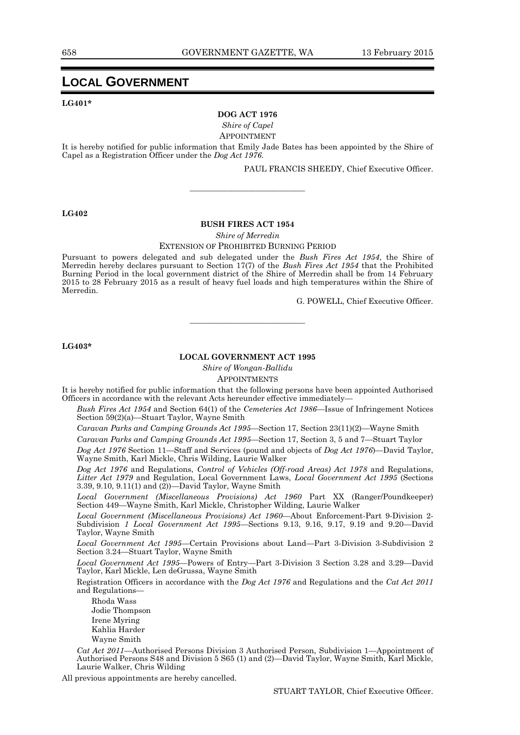# LOCAL GOVERNMENT

**LG401***

**DOG ACT 1976**

*Shire of Capel*

APPOINTMENT

It is hereby notified for public information that Emily Jade Bates has been appointed by the Shire of Capel as a Registration Officer under the *Dog Act 1976*.

PAUL FRANCIS SHEEDY, Chief Executive Officer.

---

**LG402**

**BUSH FIRES ACT 1954**

*Shire of Merredin*

EXTENSION OF PROHIBITED BURNING PERIOD

Pursuant to powers delegated and sub delegated under the *Bush Fires Act 1954*, the Shire of Merredin hereby declares pursuant to Section 17(7) of the *Bush Fires Act 1954* that the Prohibited Burning Period in the local government district of the Shire of Merredin shall be from 14 February 2015 to 28 February 2015 as a result of heavy fuel loads and high temperatures within the Shire of Merredin.

G. POWELL, Chief Executive Officer.

---

**LG403***

**LOCAL GOVERNMENT ACT 1995**

*Shire of Wongan-Ballidu*

APPOINTMENTS

It is hereby notified for public information that the following persons have been appointed Authorised Officers in accordance with the relevant Acts hereunder effective immediately—

*Bush Fires Act 1954* and Section 64(1) of the *Cemeteries Act 1986*—Issue of Infringement Notices Section 59(2)(a)—Stuart Taylor, Wayne Smith

*Caravan Parks and Camping Grounds Act 1995*—Section 17, Section 23(11)(2)—Wayne Smith

*Caravan Parks and Camping Grounds Act 1995*—Section 17, Section 3, 5 and 7—Stuart Taylor

*Dog Act 1976* Section 11—Staff and Services (pound and objects of *Dog Act 1976*)—David Taylor, Wayne Smith, Karl Mickle, Chris Wilding, Laurie Walker

*Dog Act 1976* and Regulations, *Control of Vehicles (Off-road Areas) Act 1978* and Regulations, *Litter Act 1979* and Regulation, Local Government Laws, *Local Government Act 1995* (Sections 3.39, 9.10, 9.11(1) and (2))—David Taylor, Wayne Smith

*Local Government (Miscellaneous Provisions) Act 1960* Part XX (Ranger/Poundkeeper) Section 449—Wayne Smith, Karl Mickle, Christopher Wilding, Laurie Walker

*Local Government (Miscellaneous Provisions) Act 1960*—About Enforcement-Part 9-Division 2-Subdivision *1 Local Government Act 1995*—Sections 9.13, 9.16, 9.17, 9.19 and 9.20—David Taylor, Wayne Smith

*Local Government Act 1995*—Certain Provisions about Land—Part 3-Division 3-Subdivision 2 Section 3.24—Stuart Taylor, Wayne Smith

*Local Government Act 1995*—Powers of Entry—Part 3-Division 3 Section 3.28 and 3.29—David Taylor, Karl Mickle, Len deGrussa, Wayne Smith

Registration Officers in accordance with the *Dog Act 1976* and Regulations and the *Cat Act 2011* and Regulations—

Rhoda Wass
Jodie Thompson
Irene Myring
Kahlia Harder
Wayne Smith

*Cat Act 2011*—Authorised Persons Division 3 Authorised Person, Subdivision 1—Appointment of Authorised Persons S48 and Division 5 S65 (1) and (2)—David Taylor, Wayne Smith, Karl Mickle, Laurie Walker, Chris Wilding

All previous appointments are hereby cancelled.

STUART TAYLOR, Chief Executive Officer.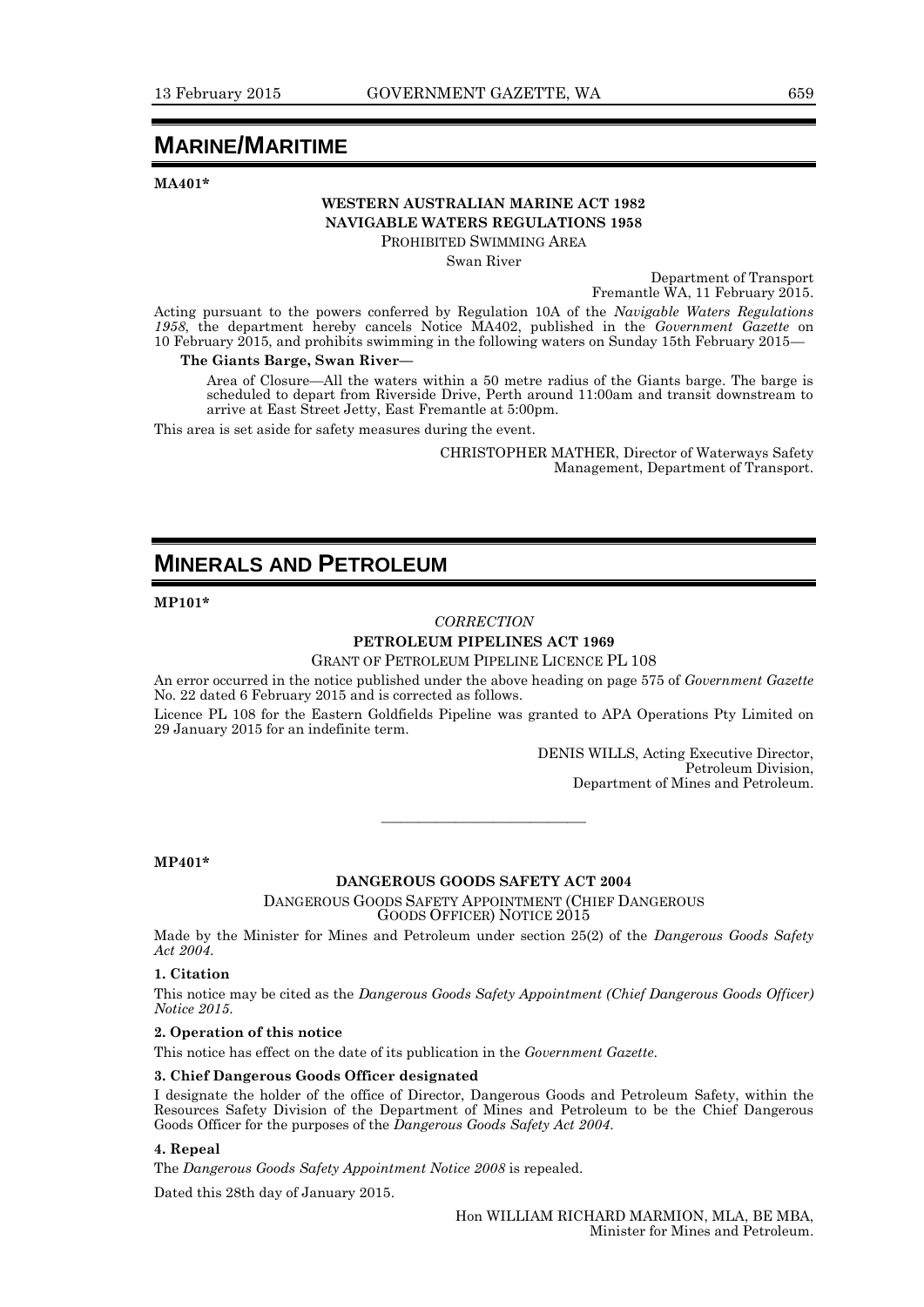# MARINE/MARITIME

**MA401***

**WESTERN AUSTRALIAN MARINE ACT 1982**
**NAVIGABLE WATERS REGULATIONS 1958**

PROHIBITED SWIMMING AREA

Swan River

Department of Transport
Fremantle WA, 11 February 2015.

Acting pursuant to the powers conferred by Regulation 10A of the *Navigable Waters Regulations 1958*, the department hereby cancels Notice MA402, published in the *Government Gazette* on 10 February 2015, and prohibits swimming in the following waters on Sunday 15th February 2015—

**The Giants Barge, Swan River—**

Area of Closure—All the waters within a 50 metre radius of the Giants barge. The barge is scheduled to depart from Riverside Drive, Perth around 11:00am and transit downstream to arrive at East Street Jetty, East Fremantle at 5:00pm.

This area is set aside for safety measures during the event.

CHRISTOPHER MATHER, Director of Waterways Safety Management, Department of Transport.

# MINERALS AND PETROLEUM

**MP101***

*CORRECTION*

**PETROLEUM PIPELINES ACT 1969**

GRANT OF PETROLEUM PIPELINE LICENCE PL 108

An error occurred in the notice published under the above heading on page 575 of *Government Gazette* No. 22 dated 6 February 2015 and is corrected as follows.

Licence PL 108 for the Eastern Goldfields Pipeline was granted to APA Operations Pty Limited on 29 January 2015 for an indefinite term.

DENIS WILLS, Acting Executive Director,
Petroleum Division,
Department of Mines and Petroleum.

---

**MP401***

**DANGEROUS GOODS SAFETY ACT 2004**

DANGEROUS GOODS SAFETY APPOINTMENT (CHIEF DANGEROUS GOODS OFFICER) NOTICE 2015

Made by the Minister for Mines and Petroleum under section 25(2) of the *Dangerous Goods Safety Act 2004*.

**1. Citation**

This notice may be cited as the *Dangerous Goods Safety Appointment (Chief Dangerous Goods Officer) Notice 2015*.

**2. Operation of this notice**

This notice has effect on the date of its publication in the *Government Gazette*.

**3. Chief Dangerous Goods Officer designated**

I designate the holder of the office of Director, Dangerous Goods and Petroleum Safety, within the Resources Safety Division of the Department of Mines and Petroleum to be the Chief Dangerous Goods Officer for the purposes of the *Dangerous Goods Safety Act 2004*.

**4. Repeal**

The *Dangerous Goods Safety Appointment Notice 2008* is repealed.

Dated this 28th day of January 2015.

Hon WILLIAM RICHARD MARMION, MLA, BE MBA,
Minister for Mines and Petroleum.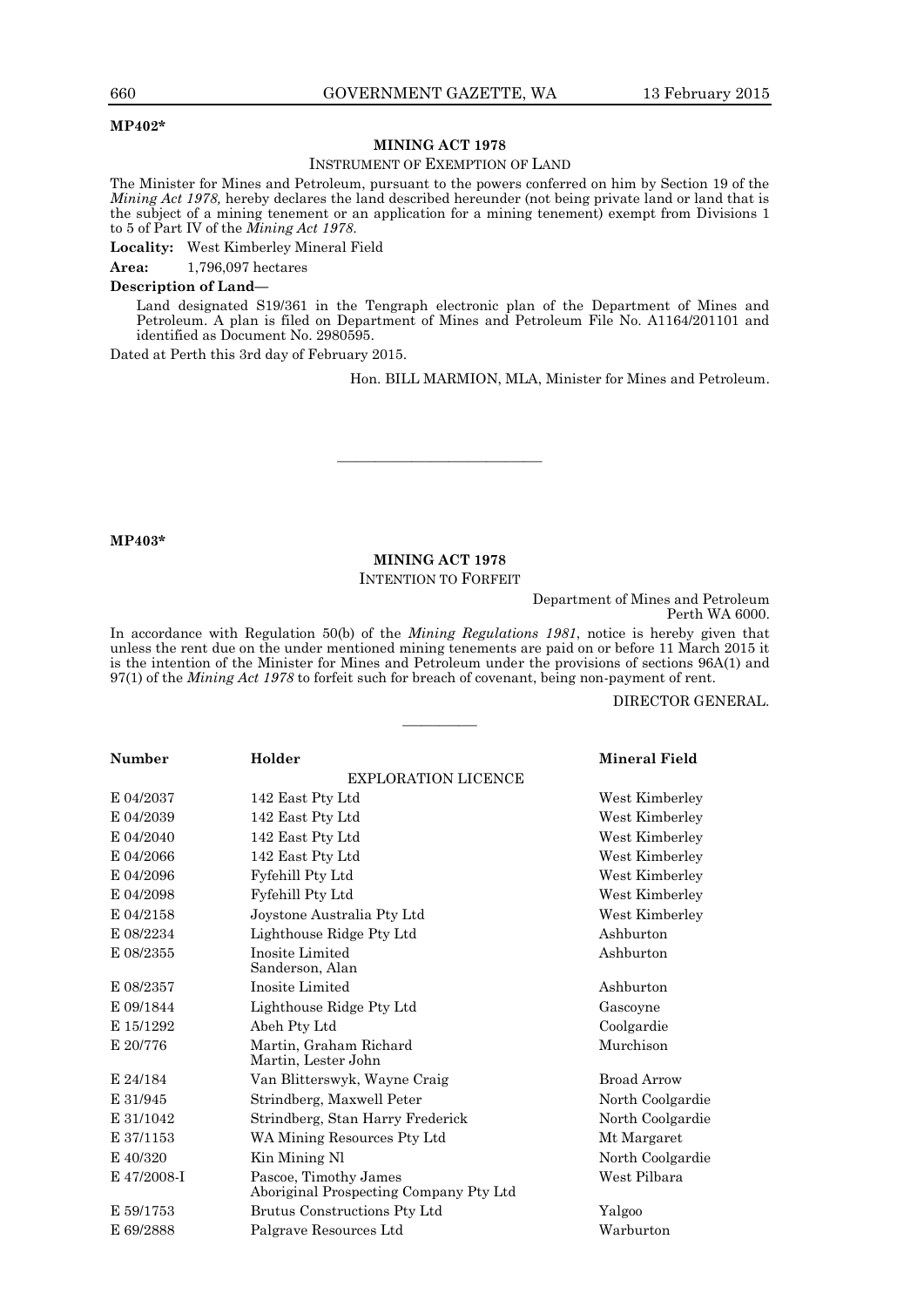**MP402***

## MINING ACT 1978

### INSTRUMENT OF EXEMPTION OF LAND

The Minister for Mines and Petroleum, pursuant to the powers conferred on him by Section 19 of the *Mining Act 1978,* hereby declares the land described hereunder (not being private land or land that is the subject of a mining tenement or an application for a mining tenement) exempt from Divisions 1 to 5 of Part IV of the *Mining Act 1978.*

**Locality:** West Kimberley Mineral Field

**Area:** 1,796,097 hectares

**Description of Land—**

Land designated S19/361 in the Tengraph electronic plan of the Department of Mines and Petroleum. A plan is filed on Department of Mines and Petroleum File No. A1164/201101 and identified as Document No. 2980595.

Dated at Perth this 3rd day of February 2015.

Hon. BILL MARMION, MLA, Minister for Mines and Petroleum.

---

**MP403***

## MINING ACT 1978

### INTENTION TO FORFEIT

Department of Mines and Petroleum
Perth WA 6000.

In accordance with Regulation 50(b) of the *Mining Regulations 1981*, notice is hereby given that unless the rent due on the under mentioned mining tenements are paid on or before 11 March 2015 it is the intention of the Minister for Mines and Petroleum under the provisions of sections 96A(1) and 97(1) of the *Mining Act 1978* to forfeit such for breach of covenant, being non-payment of rent.

DIRECTOR GENERAL.

---

| Number | Holder | Mineral Field |
|---|---|---|
| | EXPLORATION LICENCE | |
| E 04/2037 | 142 East Pty Ltd | West Kimberley |
| E 04/2039 | 142 East Pty Ltd | West Kimberley |
| E 04/2040 | 142 East Pty Ltd | West Kimberley |
| E 04/2066 | 142 East Pty Ltd | West Kimberley |
| E 04/2096 | Fyfehill Pty Ltd | West Kimberley |
| E 04/2098 | Fyfehill Pty Ltd | West Kimberley |
| E 04/2158 | Joystone Australia Pty Ltd | West Kimberley |
| E 08/2234 | Lighthouse Ridge Pty Ltd | Ashburton |
| E 08/2355 | Inosite Limited<br>Sanderson, Alan | Ashburton |
| E 08/2357 | Inosite Limited | Ashburton |
| E 09/1844 | Lighthouse Ridge Pty Ltd | Gascoyne |
| E 15/1292 | Abeh Pty Ltd | Coolgardie |
| E 20/776 | Martin, Graham Richard<br>Martin, Lester John | Murchison |
| E 24/184 | Van Blitterswyk, Wayne Craig | Broad Arrow |
| E 31/945 | Strindberg, Maxwell Peter | North Coolgardie |
| E 31/1042 | Strindberg, Stan Harry Frederick | North Coolgardie |
| E 37/1153 | WA Mining Resources Pty Ltd | Mt Margaret |
| E 40/320 | Kin Mining Nl | North Coolgardie |
| E 47/2008-I | Pascoe, Timothy James<br>Aboriginal Prospecting Company Pty Ltd | West Pilbara |
| E 59/1753 | Brutus Constructions Pty Ltd | Yalgoo |
| E 69/2888 | Palgrave Resources Ltd | Warburton |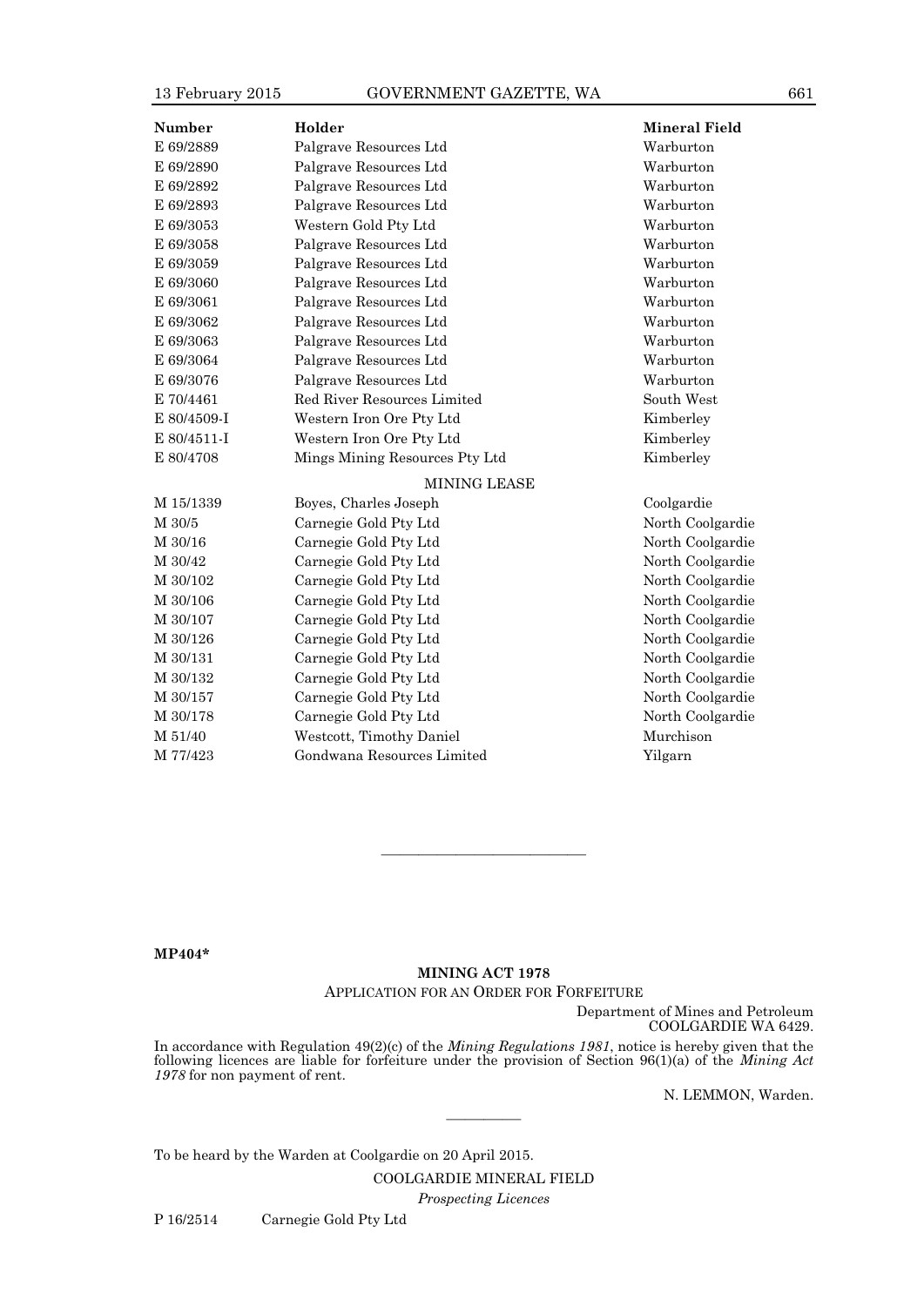| Number | Holder | Mineral Field |
| --- | --- | --- |
| E 69/2889 | Palgrave Resources Ltd | Warburton |
| E 69/2890 | Palgrave Resources Ltd | Warburton |
| E 69/2892 | Palgrave Resources Ltd | Warburton |
| E 69/2893 | Palgrave Resources Ltd | Warburton |
| E 69/3053 | Western Gold Pty Ltd | Warburton |
| E 69/3058 | Palgrave Resources Ltd | Warburton |
| E 69/3059 | Palgrave Resources Ltd | Warburton |
| E 69/3060 | Palgrave Resources Ltd | Warburton |
| E 69/3061 | Palgrave Resources Ltd | Warburton |
| E 69/3062 | Palgrave Resources Ltd | Warburton |
| E 69/3063 | Palgrave Resources Ltd | Warburton |
| E 69/3064 | Palgrave Resources Ltd | Warburton |
| E 69/3076 | Palgrave Resources Ltd | Warburton |
| E 70/4461 | Red River Resources Limited | South West |
| E 80/4509-I | Western Iron Ore Pty Ltd | Kimberley |
| E 80/4511-I | Western Iron Ore Pty Ltd | Kimberley |
| E 80/4708 | Mings Mining Resources Pty Ltd | Kimberley |
| | MINING LEASE | |
| M 15/1339 | Boyes, Charles Joseph | Coolgardie |
| M 30/5 | Carnegie Gold Pty Ltd | North Coolgardie |
| M 30/16 | Carnegie Gold Pty Ltd | North Coolgardie |
| M 30/42 | Carnegie Gold Pty Ltd | North Coolgardie |
| M 30/102 | Carnegie Gold Pty Ltd | North Coolgardie |
| M 30/106 | Carnegie Gold Pty Ltd | North Coolgardie |
| M 30/107 | Carnegie Gold Pty Ltd | North Coolgardie |
| M 30/126 | Carnegie Gold Pty Ltd | North Coolgardie |
| M 30/131 | Carnegie Gold Pty Ltd | North Coolgardie |
| M 30/132 | Carnegie Gold Pty Ltd | North Coolgardie |
| M 30/157 | Carnegie Gold Pty Ltd | North Coolgardie |
| M 30/178 | Carnegie Gold Pty Ltd | North Coolgardie |
| M 51/40 | Westcott, Timothy Daniel | Murchison |
| M 77/423 | Gondwana Resources Limited | Yilgarn |

---

**MP404***

**MINING ACT 1978**

APPLICATION FOR AN ORDER FOR FORFEITURE

Department of Mines and Petroleum
COOLGARDIE WA 6429.

In accordance with Regulation 49(2)(c) of the *Mining Regulations 1981*, notice is hereby given that the following licences are liable for forfeiture under the provision of Section 96(1)(a) of the *Mining Act 1978* for non payment of rent.

N. LEMMON, Warden.

---

To be heard by the Warden at Coolgardie on 20 April 2015.

COOLGARDIE MINERAL FIELD

*Prospecting Licences*

P 16/2514 Carnegie Gold Pty Ltd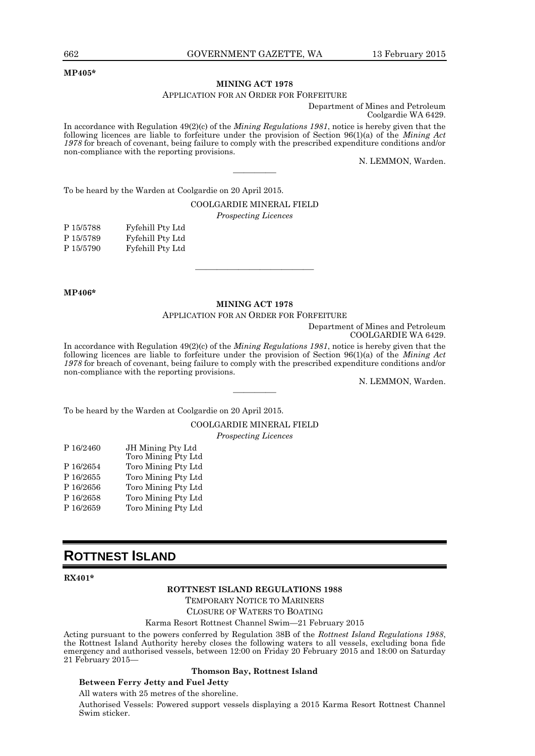**MP405***

**MINING ACT 1978**

APPLICATION FOR AN ORDER FOR FORFEITURE

Department of Mines and Petroleum
Coolgardie WA 6429.

In accordance with Regulation 49(2)(c) of the *Mining Regulations 1981*, notice is hereby given that the following licences are liable to forfeiture under the provision of Section 96(1)(a) of the *Mining Act 1978* for breach of covenant, being failure to comply with the prescribed expenditure conditions and/or non-compliance with the reporting provisions.

N. LEMMON, Warden.

---

To be heard by the Warden at Coolgardie on 20 April 2015.

COOLGARDIE MINERAL FIELD

*Prospecting Licences*

| | |
|---|---|
| P 15/5788 | Fyfehill Pty Ltd |
| P 15/5789 | Fyfehill Pty Ltd |
| P 15/5790 | Fyfehill Pty Ltd |

---

**MP406***

**MINING ACT 1978**

APPLICATION FOR AN ORDER FOR FORFEITURE

Department of Mines and Petroleum
COOLGARDIE WA 6429.

In accordance with Regulation 49(2)(c) of the *Mining Regulations 1981*, notice is hereby given that the following licences are liable to forfeiture under the provision of Section 96(1)(a) of the *Mining Act 1978* for breach of covenant, being failure to comply with the prescribed expenditure conditions and/or non-compliance with the reporting provisions.

N. LEMMON, Warden.

---

To be heard by the Warden at Coolgardie on 20 April 2015.

COOLGARDIE MINERAL FIELD

*Prospecting Licences*

| | |
|---|---|
| P 16/2460 | JH Mining Pty Ltd<br>Toro Mining Pty Ltd |
| P 16/2654 | Toro Mining Pty Ltd |
| P 16/2655 | Toro Mining Pty Ltd |
| P 16/2656 | Toro Mining Pty Ltd |
| P 16/2658 | Toro Mining Pty Ltd |
| P 16/2659 | Toro Mining Pty Ltd |

# ROTTNEST ISLAND

**RX401***

**ROTTNEST ISLAND REGULATIONS 1988**

TEMPORARY NOTICE TO MARINERS

CLOSURE OF WATERS TO BOATING

Karma Resort Rottnest Channel Swim—21 February 2015

Acting pursuant to the powers conferred by Regulation 38B of the *Rottnest Island Regulations 1988*, the Rottnest Island Authority hereby closes the following waters to all vessels, excluding bona fide emergency and authorised vessels, between 12:00 on Friday 20 February 2015 and 18:00 on Saturday 21 February 2015—

**Thomson Bay, Rottnest Island**

**Between Ferry Jetty and Fuel Jetty**

All waters with 25 metres of the shoreline.

Authorised Vessels: Powered support vessels displaying a 2015 Karma Resort Rottnest Channel Swim sticker.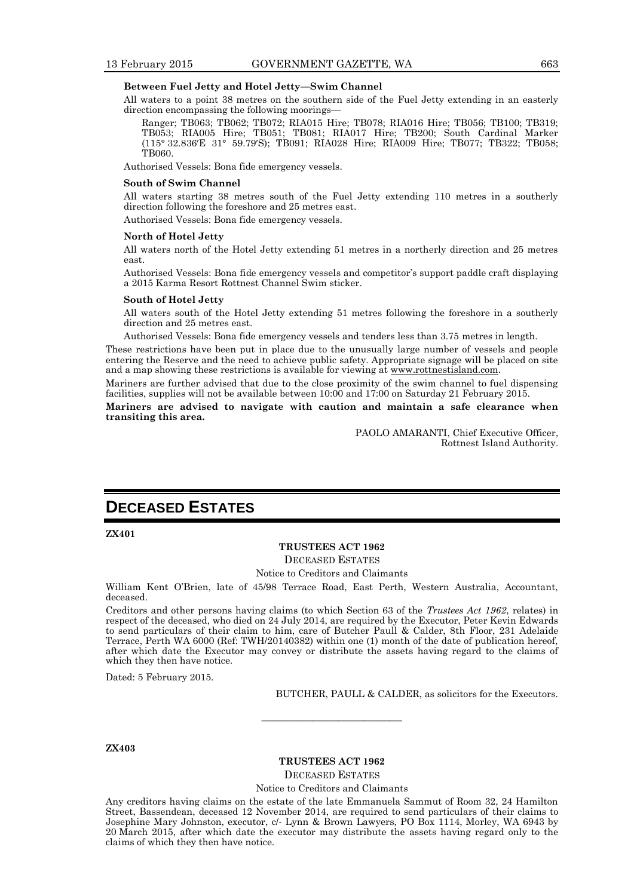**Between Fuel Jetty and Hotel Jetty—Swim Channel**

All waters to a point 38 metres on the southern side of the Fuel Jetty extending in an easterly direction encompassing the following moorings—

Ranger; TB063; TB062; TB072; RIA015 Hire; TB078; RIA016 Hire; TB056; TB100; TB319; TB053; RIA005 Hire; TB051; TB081; RIA017 Hire; TB200; South Cardinal Marker (115° 32.836′E 31° 59.79′S); TB091; RIA028 Hire; RIA009 Hire; TB077; TB322; TB058; TB060.

Authorised Vessels: Bona fide emergency vessels.

**South of Swim Channel**

All waters starting 38 metres south of the Fuel Jetty extending 110 metres in a southerly direction following the foreshore and 25 metres east.

Authorised Vessels: Bona fide emergency vessels.

**North of Hotel Jetty**

All waters north of the Hotel Jetty extending 51 metres in a northerly direction and 25 metres east.

Authorised Vessels: Bona fide emergency vessels and competitor's support paddle craft displaying a 2015 Karma Resort Rottnest Channel Swim sticker.

**South of Hotel Jetty**

All waters south of the Hotel Jetty extending 51 metres following the foreshore in a southerly direction and 25 metres east.

Authorised Vessels: Bona fide emergency vessels and tenders less than 3.75 metres in length.

These restrictions have been put in place due to the unusually large number of vessels and people entering the Reserve and the need to achieve public safety. Appropriate signage will be placed on site and a map showing these restrictions is available for viewing at www.rottnestisland.com.

Mariners are further advised that due to the close proximity of the swim channel to fuel dispensing facilities, supplies will not be available between 10:00 and 17:00 on Saturday 21 February 2015.

**Mariners are advised to navigate with caution and maintain a safe clearance when transiting this area.**

PAOLO AMARANTI, Chief Executive Officer,
Rottnest Island Authority.

# DECEASED ESTATES

**ZX401**

**TRUSTEES ACT 1962**

DECEASED ESTATES

Notice to Creditors and Claimants

William Kent O'Brien, late of 45/98 Terrace Road, East Perth, Western Australia, Accountant, deceased.

Creditors and other persons having claims (to which Section 63 of the *Trustees Act 1962*, relates) in respect of the deceased, who died on 24 July 2014, are required by the Executor, Peter Kevin Edwards to send particulars of their claim to him, care of Butcher Paull & Calder, 8th Floor, 231 Adelaide Terrace, Perth WA 6000 (Ref: TWH/20140382) within one (1) month of the date of publication hereof, after which date the Executor may convey or distribute the assets having regard to the claims of which they then have notice.

Dated: 5 February 2015.

BUTCHER, PAULL & CALDER, as solicitors for the Executors.

---

**ZX403**

**TRUSTEES ACT 1962**

DECEASED ESTATES

Notice to Creditors and Claimants

Any creditors having claims on the estate of the late Emmanuela Sammut of Room 32, 24 Hamilton Street, Bassendean, deceased 12 November 2014, are required to send particulars of their claims to Josephine Mary Johnston, executor, c/- Lynn & Brown Lawyers, PO Box 1114, Morley, WA 6943 by 20 March 2015, after which date the executor may distribute the assets having regard only to the claims of which they then have notice.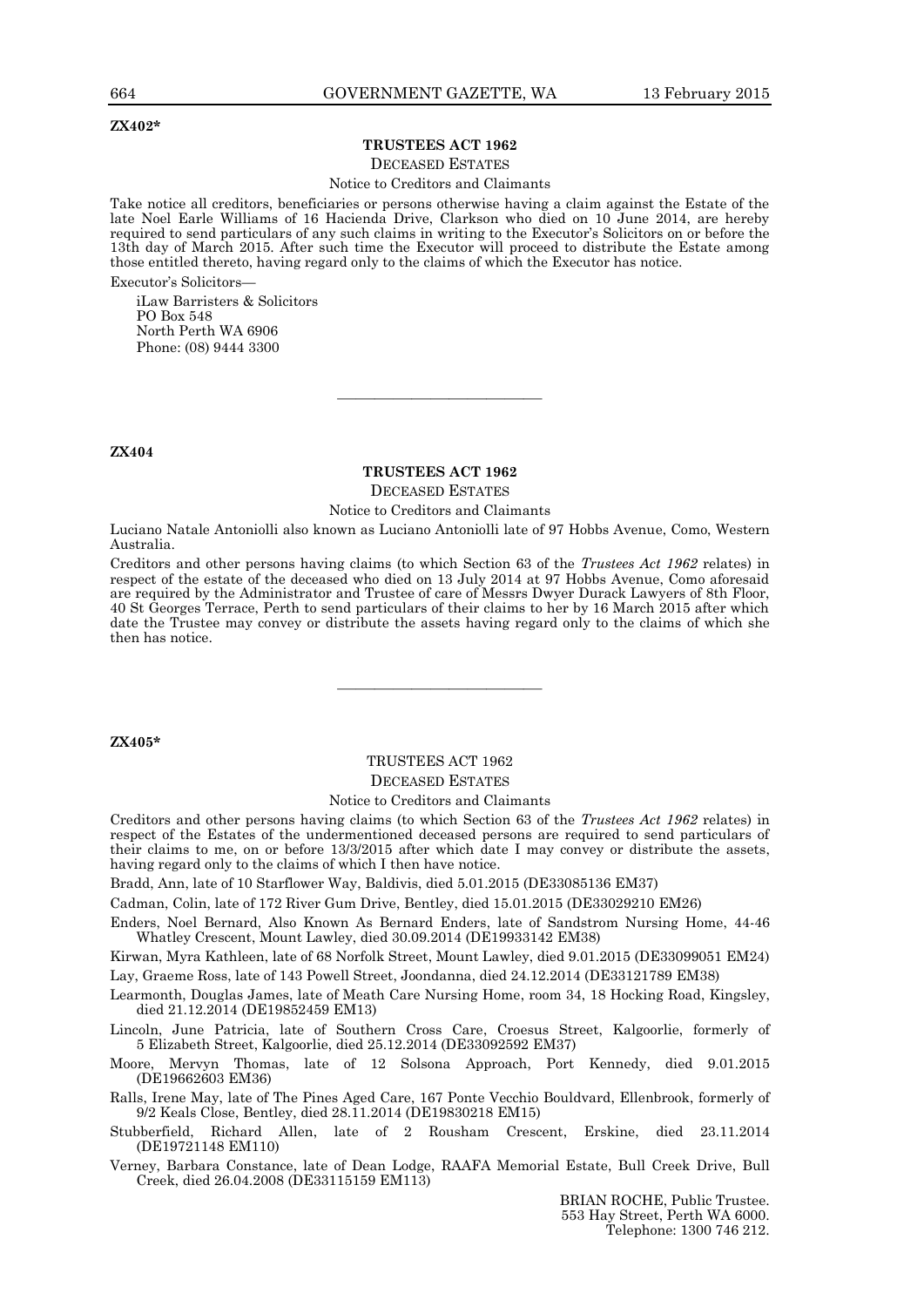**ZX402***

## TRUSTEES ACT 1962

DECEASED ESTATES

Notice to Creditors and Claimants

Take notice all creditors, beneficiaries or persons otherwise having a claim against the Estate of the late Noel Earle Williams of 16 Hacienda Drive, Clarkson who died on 10 June 2014, are hereby required to send particulars of any such claims in writing to the Executor's Solicitors on or before the 13th day of March 2015. After such time the Executor will proceed to distribute the Estate among those entitled thereto, having regard only to the claims of which the Executor has notice.

Executor's Solicitors—

iLaw Barristers & Solicitors
PO Box 548
North Perth WA 6906
Phone: (08) 9444 3300

---

**ZX404**

## TRUSTEES ACT 1962

DECEASED ESTATES

Notice to Creditors and Claimants

Luciano Natale Antoniolli also known as Luciano Antoniolli late of 97 Hobbs Avenue, Como, Western Australia.

Creditors and other persons having claims (to which Section 63 of the *Trustees Act 1962* relates) in respect of the estate of the deceased who died on 13 July 2014 at 97 Hobbs Avenue, Como aforesaid are required by the Administrator and Trustee of care of Messrs Dwyer Durack Lawyers of 8th Floor, 40 St Georges Terrace, Perth to send particulars of their claims to her by 16 March 2015 after which date the Trustee may convey or distribute the assets having regard only to the claims of which she then has notice.

---

**ZX405***

## TRUSTEES ACT 1962

DECEASED ESTATES

Notice to Creditors and Claimants

Creditors and other persons having claims (to which Section 63 of the *Trustees Act 1962* relates) in respect of the Estates of the undermentioned deceased persons are required to send particulars of their claims to me, on or before 13/3/2015 after which date I may convey or distribute the assets, having regard only to the claims of which I then have notice.

Bradd, Ann, late of 10 Starflower Way, Baldivis, died 5.01.2015 (DE33085136 EM37)

Cadman, Colin, late of 172 River Gum Drive, Bentley, died 15.01.2015 (DE33029210 EM26)

Enders, Noel Bernard, Also Known As Bernard Enders, late of Sandstrom Nursing Home, 44-46 Whatley Crescent, Mount Lawley, died 30.09.2014 (DE19933142 EM38)

Kirwan, Myra Kathleen, late of 68 Norfolk Street, Mount Lawley, died 9.01.2015 (DE33099051 EM24)

Lay, Graeme Ross, late of 143 Powell Street, Joondanna, died 24.12.2014 (DE33121789 EM38)

Learmonth, Douglas James, late of Meath Care Nursing Home, room 34, 18 Hocking Road, Kingsley, died 21.12.2014 (DE19852459 EM13)

Lincoln, June Patricia, late of Southern Cross Care, Croesus Street, Kalgoorlie, formerly of 5 Elizabeth Street, Kalgoorlie, died 25.12.2014 (DE33092592 EM37)

Moore, Mervyn Thomas, late of 12 Solsona Approach, Port Kennedy, died 9.01.2015 (DE19662603 EM36)

Ralls, Irene May, late of The Pines Aged Care, 167 Ponte Vecchio Bouldvard, Ellenbrook, formerly of 9/2 Keals Close, Bentley, died 28.11.2014 (DE19830218 EM15)

Stubberfield, Richard Allen, late of 2 Rousham Crescent, Erskine, died 23.11.2014 (DE19721148 EM110)

Verney, Barbara Constance, late of Dean Lodge, RAAFA Memorial Estate, Bull Creek Drive, Bull Creek, died 26.04.2008 (DE33115159 EM113)

BRIAN ROCHE, Public Trustee.
553 Hay Street, Perth WA 6000.
Telephone: 1300 746 212.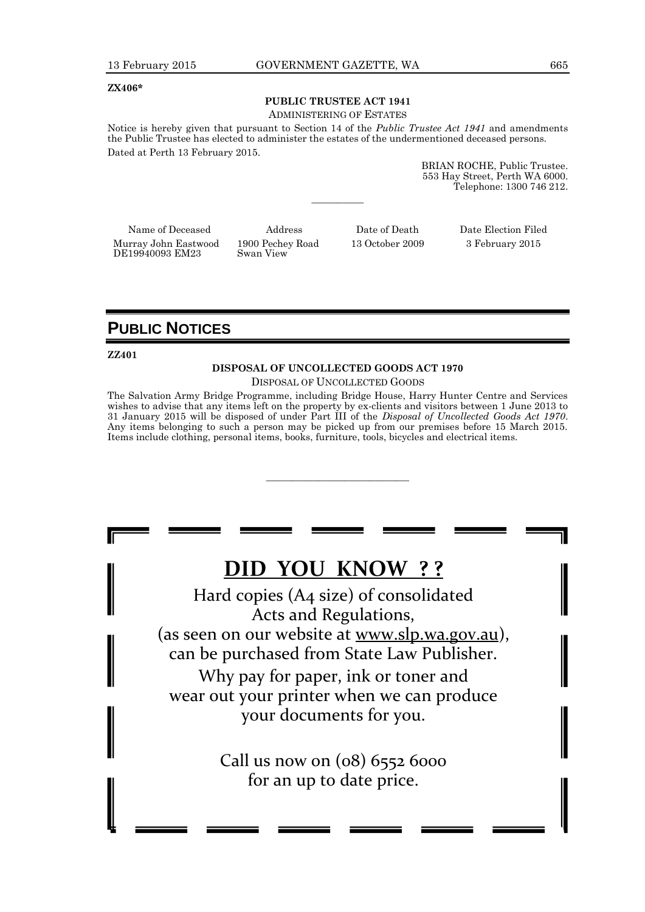**ZX406***

**PUBLIC TRUSTEE ACT 1941**

ADMINISTERING OF ESTATES

Notice is hereby given that pursuant to Section 14 of the *Public Trustee Act 1941* and amendments the Public Trustee has elected to administer the estates of the undermentioned deceased persons.

Dated at Perth 13 February 2015.

BRIAN ROCHE, Public Trustee.
553 Hay Street, Perth WA 6000.
Telephone: 1300 746 212.

---

| Name of Deceased | Address | Date of Death | Date Election Filed |
|---|---|---|---|
| Murray John Eastwood DE19940093 EM23 | 1900 Pechey Road Swan View | 13 October 2009 | 3 February 2015 |

# PUBLIC NOTICES

**ZZ401**

**DISPOSAL OF UNCOLLECTED GOODS ACT 1970**

DISPOSAL OF UNCOLLECTED GOODS

The Salvation Army Bridge Programme, including Bridge House, Harry Hunter Centre and Services wishes to advise that any items left on the property by ex-clients and visitors between 1 June 2013 to 31 January 2015 will be disposed of under Part III of the *Disposal of Uncollected Goods Act 1970*. Any items belonging to such a person may be picked up from our premises before 15 March 2015. Items include clothing, personal items, books, furniture, tools, bicycles and electrical items.

---

## DID YOU KNOW ? ?

Hard copies (A4 size) of consolidated Acts and Regulations, (as seen on our website at www.slp.wa.gov.au), can be purchased from State Law Publisher.

Why pay for paper, ink or toner and wear out your printer when we can produce your documents for you.

Call us now on (08) 6552 6000 for an up to date price.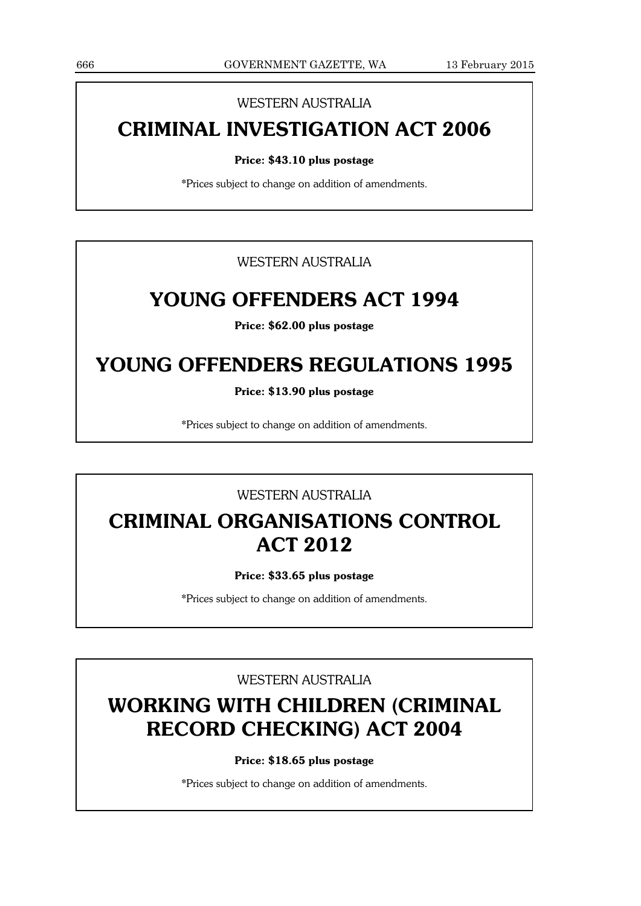WESTERN AUSTRALIA

# CRIMINAL INVESTIGATION ACT 2006

**Price: $43.10 plus postage**

*Prices subject to change on addition of amendments.

WESTERN AUSTRALIA

# YOUNG OFFENDERS ACT 1994

**Price: $62.00 plus postage**

# YOUNG OFFENDERS REGULATIONS 1995

**Price: $13.90 plus postage**

*Prices subject to change on addition of amendments.

WESTERN AUSTRALIA

# CRIMINAL ORGANISATIONS CONTROL ACT 2012

**Price: $33.65 plus postage**

*Prices subject to change on addition of amendments.

WESTERN AUSTRALIA

# WORKING WITH CHILDREN (CRIMINAL RECORD CHECKING) ACT 2004

**Price: $18.65 plus postage**

*Prices subject to change on addition of amendments.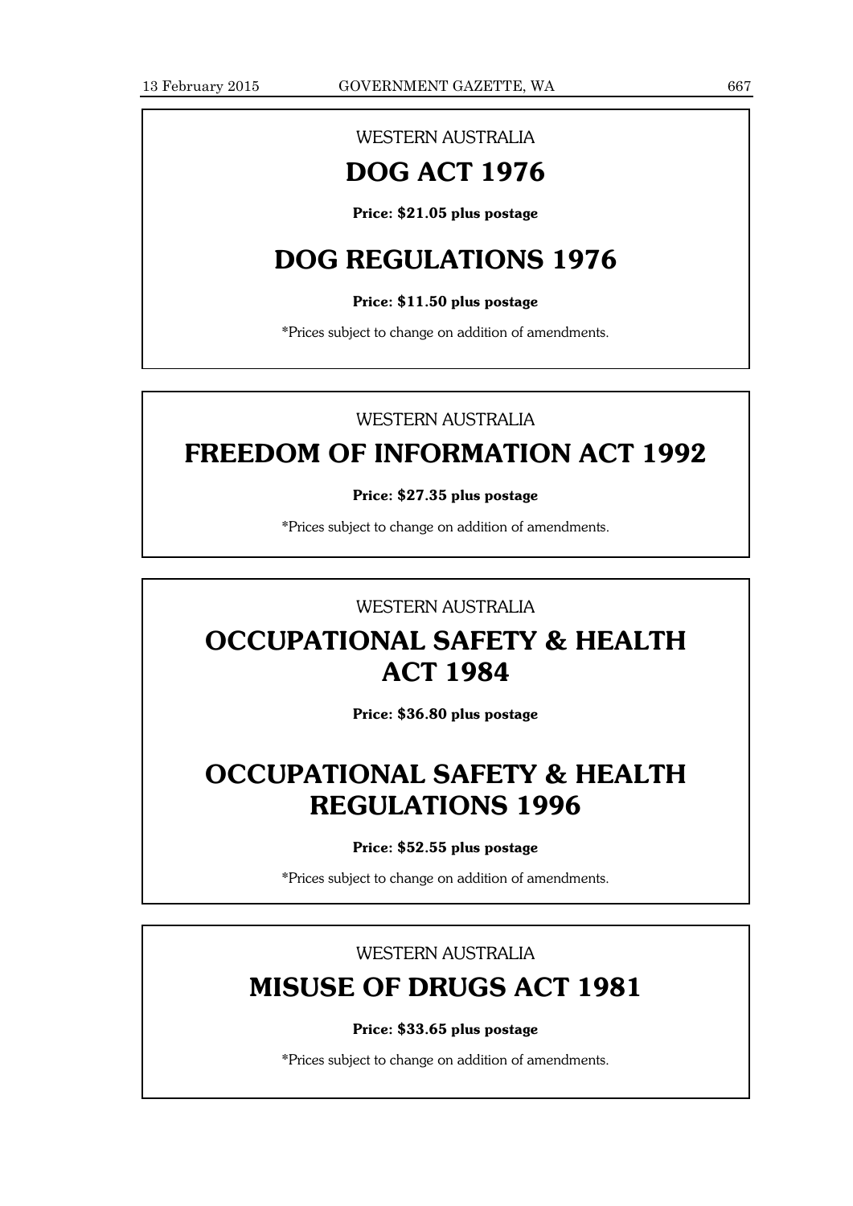WESTERN AUSTRALIA

# DOG ACT 1976

**Price: $21.05 plus postage**

# DOG REGULATIONS 1976

**Price: $11.50 plus postage**

*Prices subject to change on addition of amendments.

---

WESTERN AUSTRALIA

# FREEDOM OF INFORMATION ACT 1992

**Price: $27.35 plus postage**

*Prices subject to change on addition of amendments.

---

WESTERN AUSTRALIA

# OCCUPATIONAL SAFETY & HEALTH ACT 1984

**Price: $36.80 plus postage**

# OCCUPATIONAL SAFETY & HEALTH REGULATIONS 1996

**Price: $52.55 plus postage**

*Prices subject to change on addition of amendments.

---

WESTERN AUSTRALIA

# MISUSE OF DRUGS ACT 1981

**Price: $33.65 plus postage**

*Prices subject to change on addition of amendments.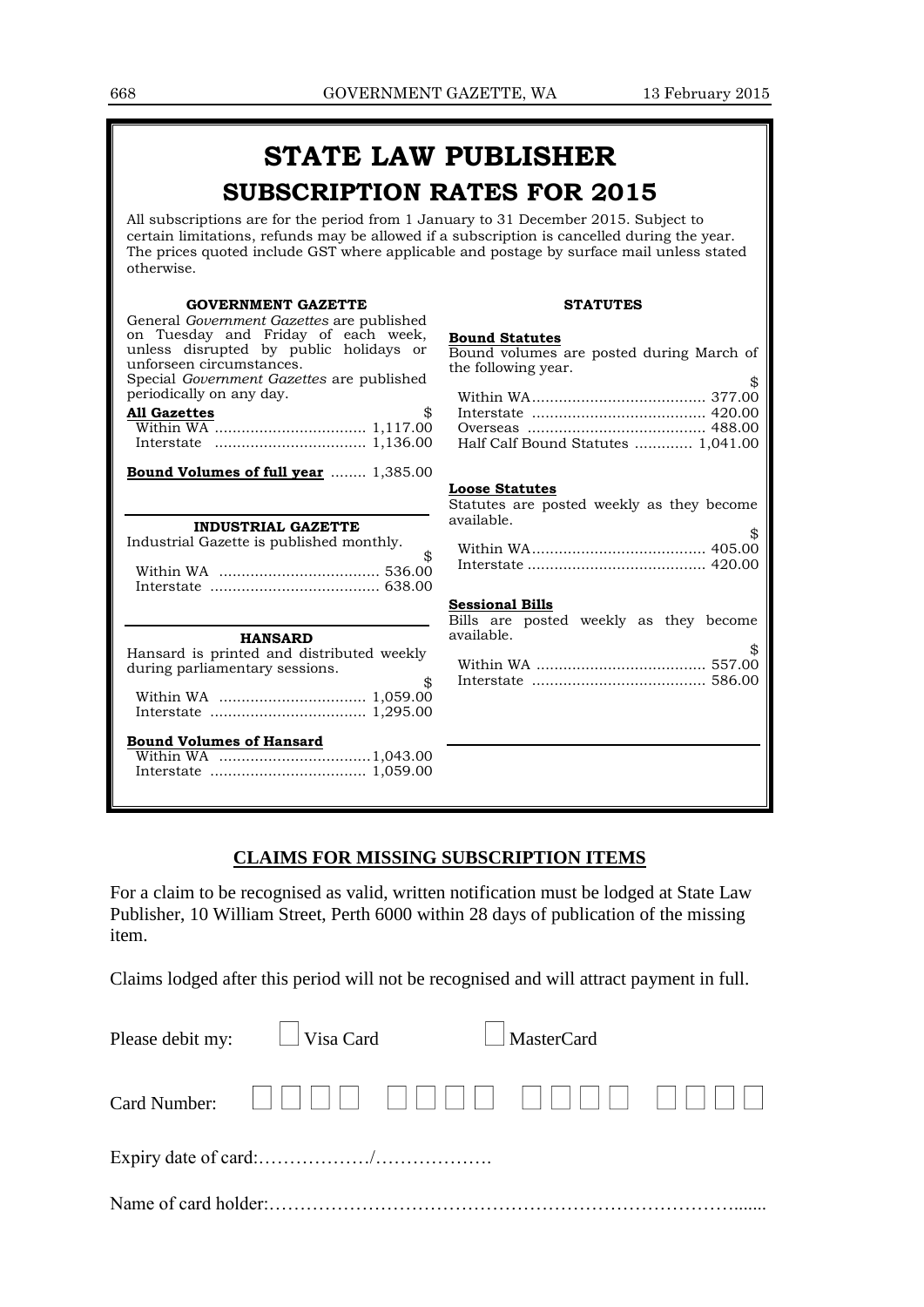# STATE LAW PUBLISHER

## SUBSCRIPTION RATES FOR 2015

All subscriptions are for the period from 1 January to 31 December 2015. Subject to certain limitations, refunds may be allowed if a subscription is cancelled during the year. The prices quoted include GST where applicable and postage by surface mail unless stated otherwise.

### GOVERNMENT GAZETTE

General *Government Gazettes* are published on Tuesday and Friday of each week, unless disrupted by public holidays or unforseen circumstances.

Special *Government Gazettes* are published periodically on any day.

| **All Gazettes** | $ |
|---|---|
| Within WA | 1,117.00 |
| Interstate | 1,136.00 |

| | |
|---|---|
| **Bound Volumes of full year** | 1,385.00 |

### INDUSTRIAL GAZETTE

Industrial Gazette is published monthly.

| | $ |
|---|---|
| Within WA | 536.00 |
| Interstate | 638.00 |

### HANSARD

Hansard is printed and distributed weekly during parliamentary sessions.

| | $ |
|---|---|
| Within WA | 1,059.00 |
| Interstate | 1,295.00 |

| **Bound Volumes of Hansard** | |
|---|---|
| Within WA | 1,043.00 |
| Interstate | 1,059.00 |

### STATUTES

**Bound Statutes**

Bound volumes are posted during March of the following year.

| | $ |
|---|---|
| Within WA | 377.00 |
| Interstate | 420.00 |
| Overseas | 488.00 |
| Half Calf Bound Statutes | 1,041.00 |

**Loose Statutes**

Statutes are posted weekly as they become available.

| | $ |
|---|---|
| Within WA | 405.00 |
| Interstate | 420.00 |

**Sessional Bills**

Bills are posted weekly as they become available.

| | $ |
|---|---|
| Within WA | 557.00 |
| Interstate | 586.00 |

## CLAIMS FOR MISSING SUBSCRIPTION ITEMS

For a claim to be recognised as valid, written notification must be lodged at State Law Publisher, 10 William Street, Perth 6000 within 28 days of publication of the missing item.

Claims lodged after this period will not be recognised and will attract payment in full.

Please debit my: ☐ Visa Card ☐ MasterCard

Card Number: ☐☐☐☐ ☐☐☐☐ ☐☐☐☐ ☐☐☐☐

Expiry date of card:………………/……………….

Name of card holder:……………………………………………………………………......